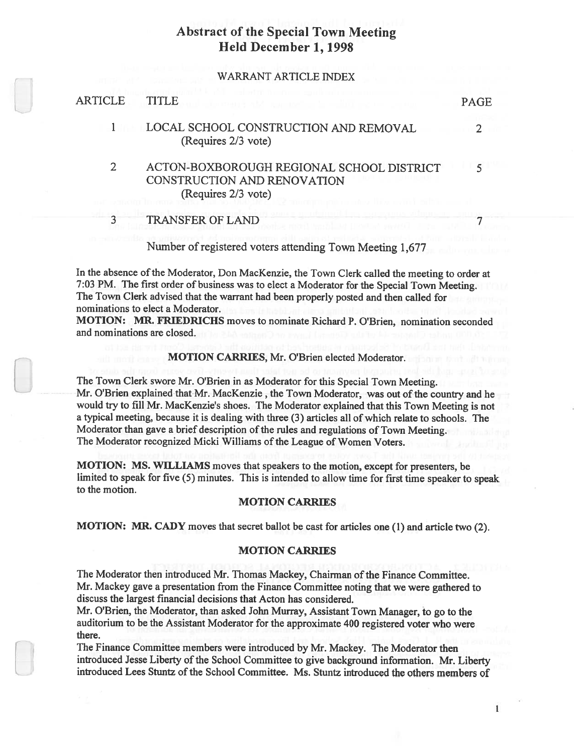# Abstract of the Special Town Meeting
## Held December 1, 1998

### WARRANT ARTICLE INDEX

| ARTICLE | TITLE | PAGE |
|---|---|---|
| 1 | LOCAL SCHOOL CONSTRUCTION AND REMOVAL (Requires 2/3 vote) | 2 |
| 2 | ACTON-BOXBOROUGH REGIONAL SCHOOL DISTRICT CONSTRUCTION AND RENOVATION (Requires 2/3 vote) | 5 |
| 3 | TRANSFER OF LAND | 7 |

Number of registered voters attending Town Meeting 1,677

In the absence of the Moderator, Don MacKenzie, the Town Clerk called the meeting to order at 7:03 PM. The first order of business was to elect a Moderator for the Special Town Meeting. The Town Clerk advised that the warrant had been properly posted and then called for nominations to elect a Moderator.

**MOTION: MR. FRIEDRICHS** moves to nominate Richard P. O'Brien, nomination seconded and nominations are closed.

**MOTION CARRIES**, Mr. O'Brien elected Moderator.

The Town Clerk swore Mr. O'Brien in as Moderator for this Special Town Meeting.
Mr. O'Brien explained that Mr. MacKenzie , the Town Moderator, was out of the country and he would try to fill Mr. MacKenzie's shoes. The Moderator explained that this Town Meeting is not a typical meeting, because it is dealing with three (3) articles all of which relate to schools. The Moderator than gave a brief description of the rules and regulations of Town Meeting.
The Moderator recognized Micki Williams of the League of Women Voters.

**MOTION: MS. WILLIAMS** moves that speakers to the motion, except for presenters, be limited to speak for five (5) minutes. This is intended to allow time for first time speaker to speak to the motion.

**MOTION CARRIES**

**MOTION: MR. CADY** moves that secret ballot be cast for articles one (1) and article two (2).

**MOTION CARRIES**

The Moderator then introduced Mr. Thomas Mackey, Chairman of the Finance Committee.
Mr. Mackey gave a presentation from the Finance Committee noting that we were gathered to discuss the largest financial decisions that Acton has considered.
Mr. O'Brien, the Moderator, than asked John Murray, Assistant Town Manager, to go to the auditorium to be the Assistant Moderator for the approximate 400 registered voter who were there.
The Finance Committee members were introduced by Mr. Mackey. The Moderator then introduced Jesse Liberty of the School Committee to give background information. Mr. Liberty introduced Lees Stuntz of the School Committee. Ms. Stuntz introduced the others members of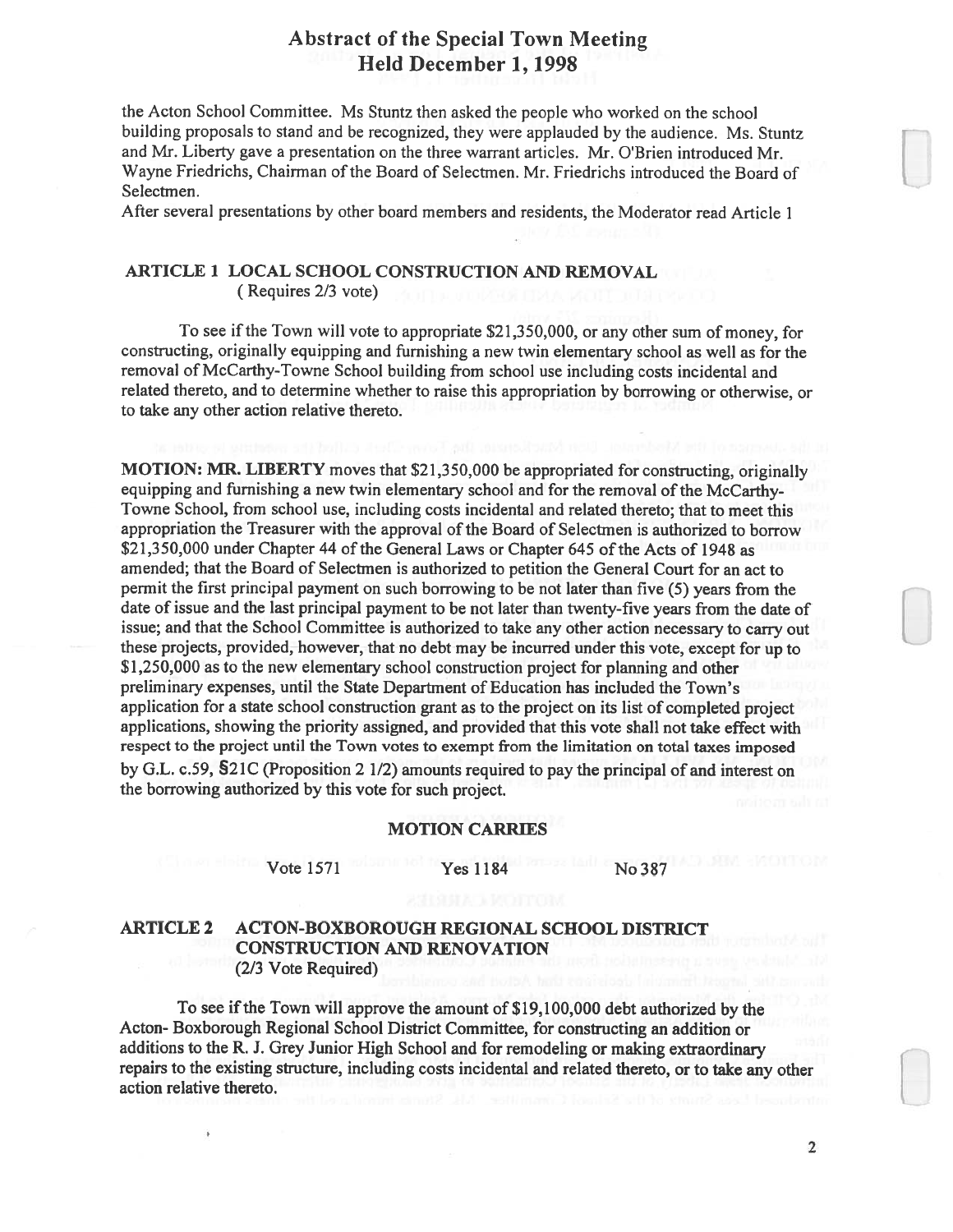# Abstract of the Special Town Meeting
# Held December 1, 1998

the Acton School Committee. Ms Stuntz then asked the people who worked on the school building proposals to stand and be recognized, they were applauded by the audience. Ms. Stuntz and Mr. Liberty gave a presentation on the three warrant articles. Mr. O'Brien introduced Mr. Wayne Friedrichs, Chairman of the Board of Selectmen. Mr. Friedrichs introduced the Board of Selectmen.

After several presentations by other board members and residents, the Moderator read Article 1

## ARTICLE 1 LOCAL SCHOOL CONSTRUCTION AND REMOVAL
( Requires 2/3 vote)

To see if the Town will vote to appropriate $21,350,000, or any other sum of money, for constructing, originally equipping and furnishing a new twin elementary school as well as for the removal of McCarthy-Towne School building from school use including costs incidental and related thereto, and to determine whether to raise this appropriation by borrowing or otherwise, or to take any other action relative thereto.

**MOTION: MR. LIBERTY** moves that $21,350,000 be appropriated for constructing, originally equipping and furnishing a new twin elementary school and for the removal of the McCarthy-Towne School, from school use, including costs incidental and related thereto; that to meet this appropriation the Treasurer with the approval of the Board of Selectmen is authorized to borrow $21,350,000 under Chapter 44 of the General Laws or Chapter 645 of the Acts of 1948 as amended; that the Board of Selectmen is authorized to petition the General Court for an act to permit the first principal payment on such borrowing to be not later than five (5) years from the date of issue and the last principal payment to be not later than twenty-five years from the date of issue; and that the School Committee is authorized to take any other action necessary to carry out these projects, provided, however, that no debt may be incurred under this vote, except for up to $1,250,000 as to the new elementary school construction project for planning and other preliminary expenses, until the State Department of Education has included the Town's application for a state school construction grant as to the project on its list of completed project applications, showing the priority assigned, and provided that this vote shall not take effect with respect to the project until the Town votes to exempt from the limitation on total taxes imposed by G.L. c.59, §21C (Proposition 2 1/2) amounts required to pay the principal of and interest on the borrowing authorized by this vote for such project.

**MOTION CARRIES**

Vote 1571 Yes 1184 No 387

## ARTICLE 2 ACTON-BOXBOROUGH REGIONAL SCHOOL DISTRICT CONSTRUCTION AND RENOVATION
(2/3 Vote Required)

To see if the Town will approve the amount of $19,100,000 debt authorized by the Acton- Boxborough Regional School District Committee, for constructing an addition or additions to the R. J. Grey Junior High School and for remodeling or making extraordinary repairs to the existing structure, including costs incidental and related thereto, or to take any other action relative thereto.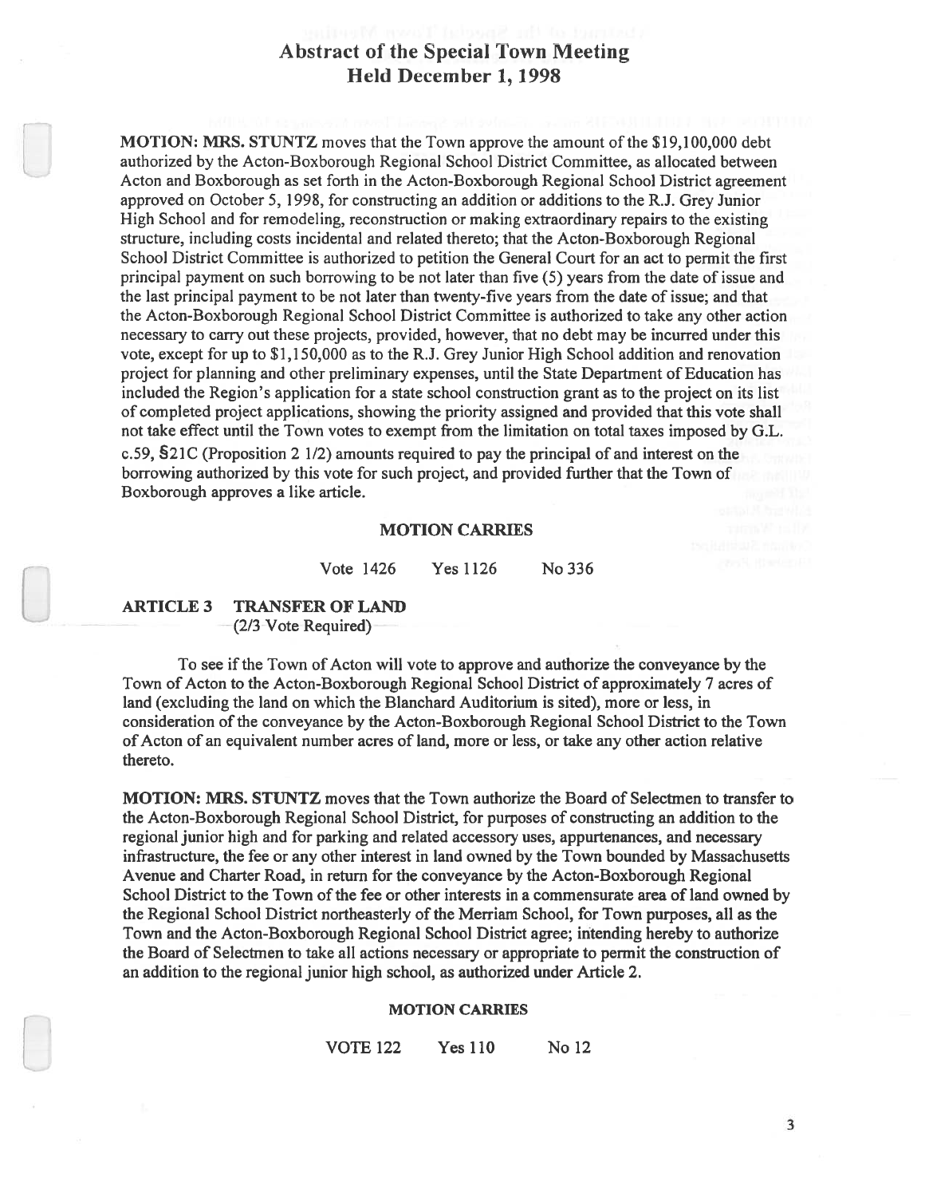# Abstract of the Special Town Meeting
# Held December 1, 1998

**MOTION: MRS. STUNTZ** moves that the Town approve the amount of the $19,100,000 debt authorized by the Acton-Boxborough Regional School District Committee, as allocated between Acton and Boxborough as set forth in the Acton-Boxborough Regional School District agreement approved on October 5, 1998, for constructing an addition or additions to the R.J. Grey Junior High School and for remodeling, reconstruction or making extraordinary repairs to the existing structure, including costs incidental and related thereto; that the Acton-Boxborough Regional School District Committee is authorized to petition the General Court for an act to permit the first principal payment on such borrowing to be not later than five (5) years from the date of issue and the last principal payment to be not later than twenty-five years from the date of issue; and that the Acton-Boxborough Regional School District Committee is authorized to take any other action necessary to carry out these projects, provided, however, that no debt may be incurred under this vote, except for up to $1,150,000 as to the R.J. Grey Junior High School addition and renovation project for planning and other preliminary expenses, until the State Department of Education has included the Region's application for a state school construction grant as to the project on its list of completed project applications, showing the priority assigned and provided that this vote shall not take effect until the Town votes to exempt from the limitation on total taxes imposed by G.L. c.59, §21C (Proposition 2 1/2) amounts required to pay the principal of and interest on the borrowing authorized by this vote for such project, and provided further that the Town of Boxborough approves a like article.

**MOTION CARRIES**

Vote 1426 Yes 1126 No 336

**ARTICLE 3 TRANSFER OF LAND**
(2/3 Vote Required)

To see if the Town of Acton will vote to approve and authorize the conveyance by the Town of Acton to the Acton-Boxborough Regional School District of approximately 7 acres of land (excluding the land on which the Blanchard Auditorium is sited), more or less, in consideration of the conveyance by the Acton-Boxborough Regional School District to the Town of Acton of an equivalent number acres of land, more or less, or take any other action relative thereto.

**MOTION: MRS. STUNTZ** moves that the Town authorize the Board of Selectmen to transfer to the Acton-Boxborough Regional School District, for purposes of constructing an addition to the regional junior high and for parking and related accessory uses, appurtenances, and necessary infrastructure, the fee or any other interest in land owned by the Town bounded by Massachusetts Avenue and Charter Road, in return for the conveyance by the Acton-Boxborough Regional School District to the Town of the fee or other interests in a commensurate area of land owned by the Regional School District northeasterly of the Merriam School, for Town purposes, all as the Town and the Acton-Boxborough Regional School District agree; intending hereby to authorize the Board of Selectmen to take all actions necessary or appropriate to permit the construction of an addition to the regional junior high school, as authorized under Article 2.

**MOTION CARRIES**

VOTE 122 Yes 110 No 12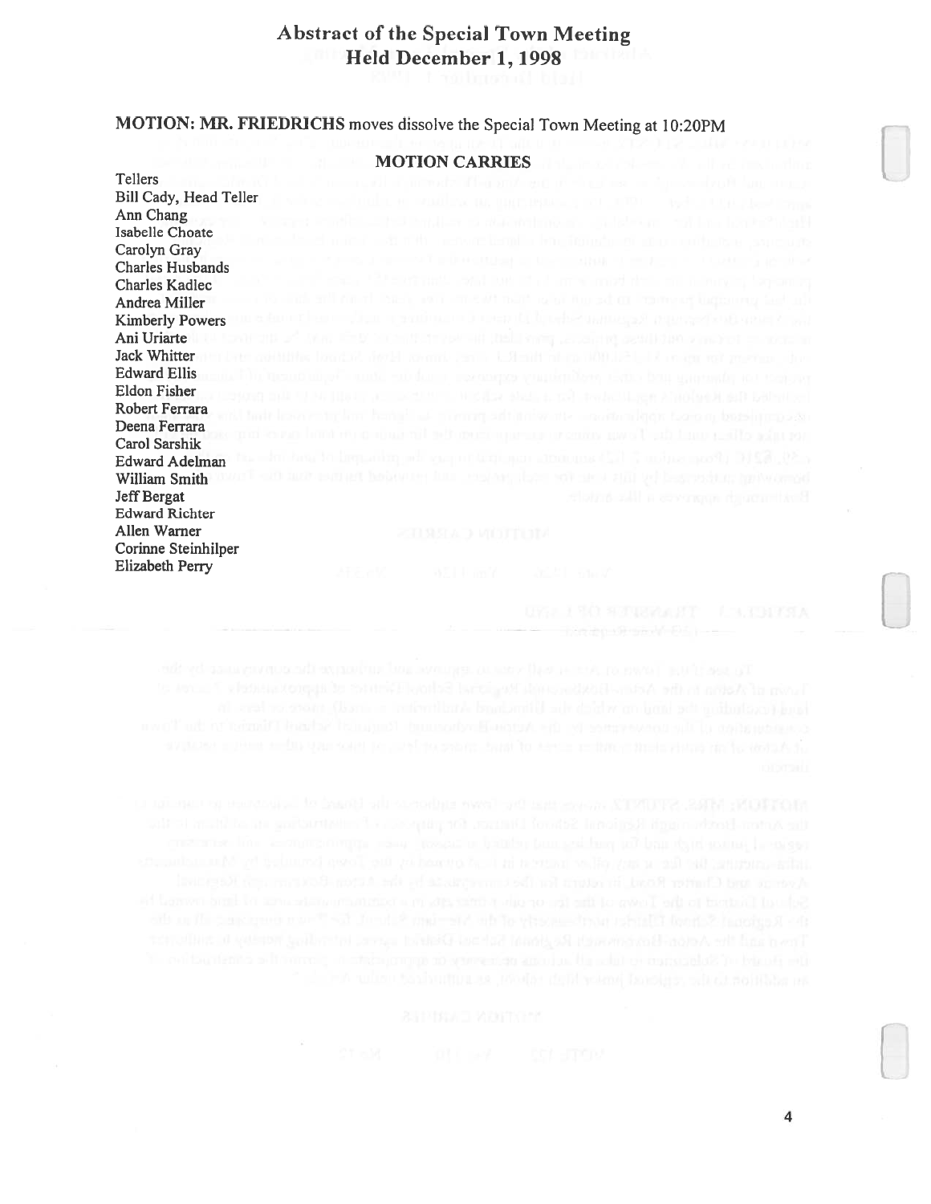# Abstract of the Special Town Meeting
# Held December 1, 1998

**MOTION: MR. FRIEDRICHS** moves dissolve the Special Town Meeting at 10:20PM

**MOTION CARRIES**

Tellers
Bill Cady, Head Teller
Ann Chang
Isabelle Choate
Carolyn Gray
Charles Husbands
Charles Kadlec
Andrea Miller
Kimberly Powers
Ani Uriarte
Jack Whitter
Edward Ellis
Eldon Fisher
Robert Ferrara
Deena Ferrara
Carol Sarshik
Edward Adelman
William Smith
Jeff Bergat
Edward Richter
Allen Warner
Corinne Steinhilper
Elizabeth Perry